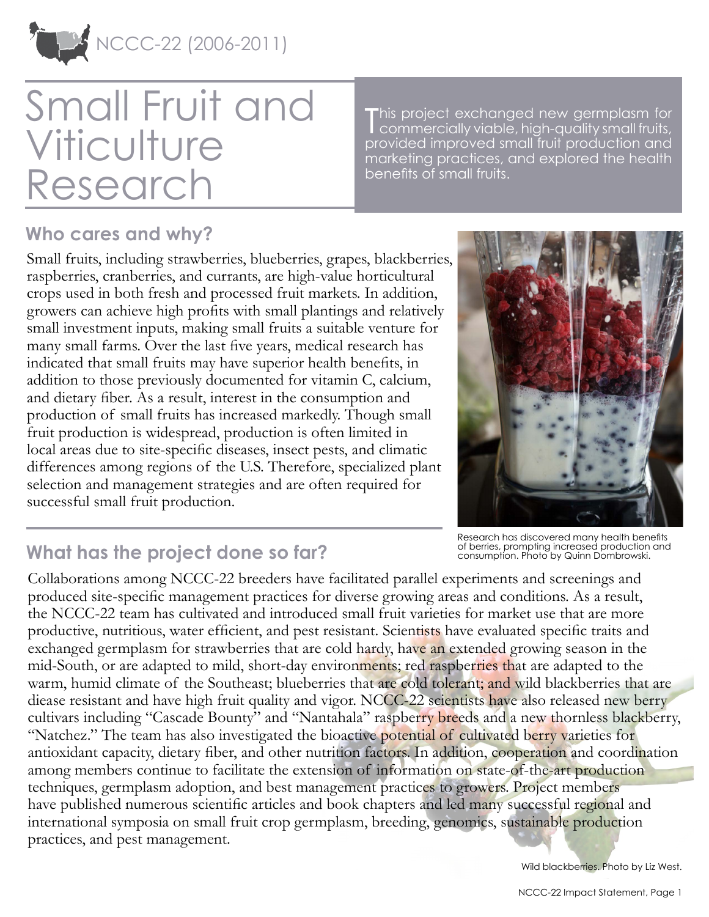NCCC-22 (2006-2011)

# Small Fruit and Viticulture Research

This project exchanged new germplasm for commercially viable, high-quality small fruits, provided improved small fruit production and marketing practices, and explored the health benefits of small fruits.

## Who cares and why?

Small fruits, including strawberries, blueberries, grapes, blackberries, raspberries, cranberries, and currants, are high-value horticultural crops used in both fresh and processed fruit markets. In addition, growers can achieve high profits with small plantings and relatively small investment inputs, making small fruits a suitable venture for many small farms. Over the last five years, medical research has indicated that small fruits may have superior health benefits, in addition to those previously documented for vitamin C, calcium, and dietary fiber. As a result, interest in the consumption and production of small fruits has increased markedly. Though small fruit production is widespread, production is often limited in local areas due to site-specific diseases, insect pests, and climatic differences among regions of the U.S. Therefore, specialized plant selection and management strategies and are often required for successful small fruit production.

Research has discovered many health benefits of berries, prompting increased production and consumption. Photo by Quinn Dombrowski.

## What has the project done so far?

Collaborations among NCCC-22 breeders have facilitated parallel experiments and screenings and produced site-specific management practices for diverse growing areas and conditions. As a result, the NCCC-22 team has cultivated and introduced small fruit varieties for market use that are more productive, nutritious, water efficient, and pest resistant. Scientists have evaluated specific traits and exchanged germplasm for strawberries that are cold hardy, have an extended growing season in the mid-South, or are adapted to mild, short-day environments; red raspberries that are adapted to the warm, humid climate of the Southeast; blueberries that are cold tolerant; and wild blackberries that are diease resistant and have high fruit quality and vigor. NCCC-22 scientists have also released new berry cultivars including "Cascade Bounty" and "Nantahala" raspberry breeds and a new thornless blackberry, "Natchez." The team has also investigated the bioactive potential of cultivated berry varieties for antioxidant capacity, dietary fiber, and other nutrition factors. In addition, cooperation and coordination among members continue to facilitate the extension of information on state-of-the-art production techniques, germplasm adoption, and best management practices to growers. Project members have published numerous scientific articles and book chapters and led many successful regional and international symposia on small fruit crop germplasm, breeding, genomics, sustainable production practices, and pest management.

Wild blackberries. Photo by Liz West.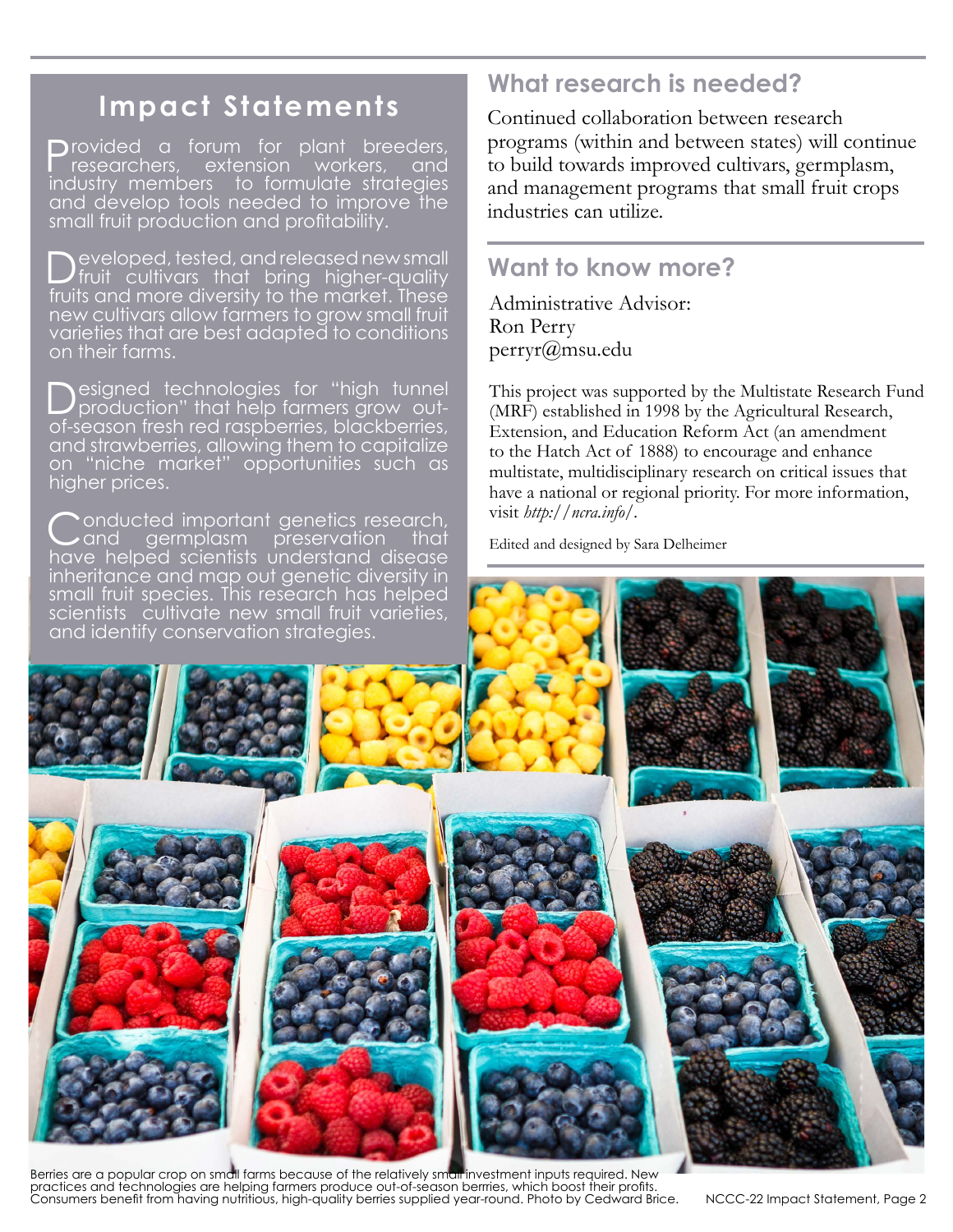## Impact Statements

Provided a forum for plant breeders, researchers, extension workers, and industry members to formulate strategies and develop tools needed to improve the small fruit production and profitability.

Developed, tested, and released new small fruit cultivars that bring higher-quality fruits and more diversity to the market. These new cultivars allow farmers to grow small fruit varieties that are best adapted to conditions on their farms.

Designed technologies for "high tunnel production" that help farmers grow out-of-season fresh red raspberries, blackberries, and strawberries, allowing them to capitalize on "niche market" opportunities such as higher prices.

Conducted important genetics research, and germplasm preservation that have helped scientists understand disease inheritance and map out genetic diversity in small fruit species. This research has helped scientists cultivate new small fruit varieties, and identify conservation strategies.

## What research is needed?

Continued collaboration between research programs (within and between states) will continue to build towards improved cultivars, germplasm, and management programs that small fruit crops industries can utilize.

## Want to know more?

Administrative Advisor:
Ron Perry
perryr@msu.edu

This project was supported by the Multistate Research Fund (MRF) established in 1998 by the Agricultural Research, Extension, and Education Reform Act (an amendment to the Hatch Act of 1888) to encourage and enhance multistate, multidisciplinary research on critical issues that have a national or regional priority. For more information, visit *http://ncra.info/*.

Edited and designed by Sara Delheimer

Berries are a popular crop on small farms because of the relatively small investment inputs required. New practices and technologies are helping farmers produce out-of-season berries, which boost their profits. Consumers benefit from having nutritious, high-quality berries supplied year-round. Photo by Cedward Brice.